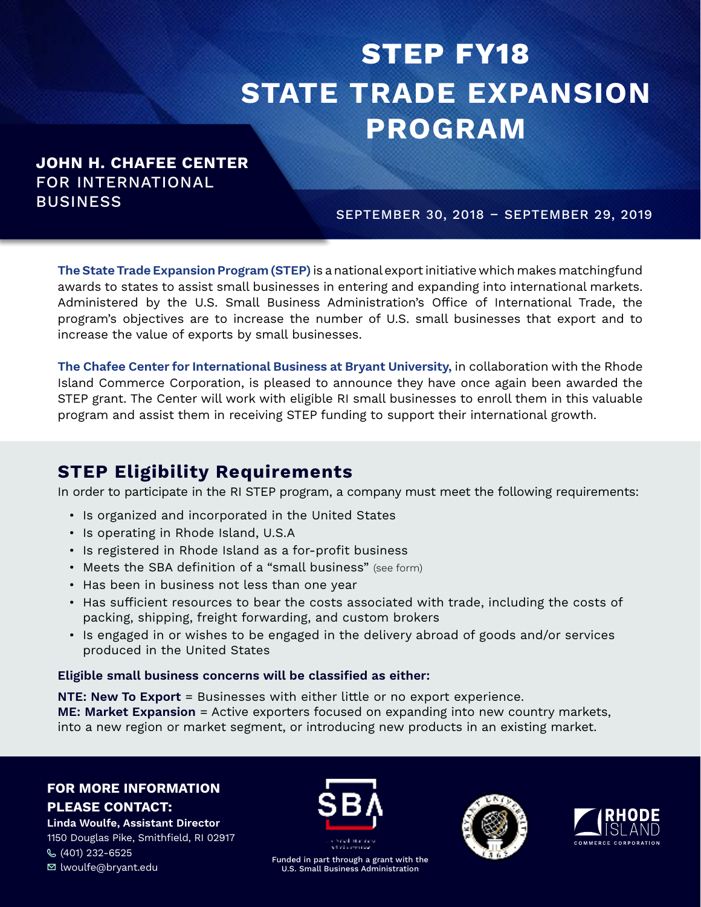# STEP FY18 STATE TRADE EXPANSION PROGRAM

**JOHN H. CHAFEE CENTER** FOR INTERNATIONAL BUSINESS

SEPTEMBER 30, 2018 – SEPTEMBER 29, 2019

**The State Trade Expansion Program (STEP)** is a national export initiative which makes matchingfund awards to states to assist small businesses in entering and expanding into international markets. Administered by the U.S. Small Business Administration's Office of International Trade, the program's objectives are to increase the number of U.S. small businesses that export and to increase the value of exports by small businesses.

**The Chafee Center for International Business at Bryant University,** in collaboration with the Rhode Island Commerce Corporation, is pleased to announce they have once again been awarded the STEP grant. The Center will work with eligible RI small businesses to enroll them in this valuable program and assist them in receiving STEP funding to support their international growth.

## STEP Eligibility Requirements

In order to participate in the RI STEP program, a company must meet the following requirements:

- Is organized and incorporated in the United States
- Is operating in Rhode Island, U.S.A
- Is registered in Rhode Island as a for-profit business
- Meets the SBA definition of a "small business" (see form)
- Has been in business not less than one year
- Has sufficient resources to bear the costs associated with trade, including the costs of packing, shipping, freight forwarding, and custom brokers
- Is engaged in or wishes to be engaged in the delivery abroad of goods and/or services produced in the United States

**Eligible small business concerns will be classified as either:**

**NTE: New To Export** = Businesses with either little or no export experience.
**ME: Market Expansion** = Active exporters focused on expanding into new country markets, into a new region or market segment, or introducing new products in an existing market.

**FOR MORE INFORMATION PLEASE CONTACT:**

**Linda Woulfe, Assistant Director**
1150 Douglas Pike, Smithfield, RI 02917
(401) 232-6525
lwoulfe@bryant.edu

Funded in part through a grant with the U.S. Small Business Administration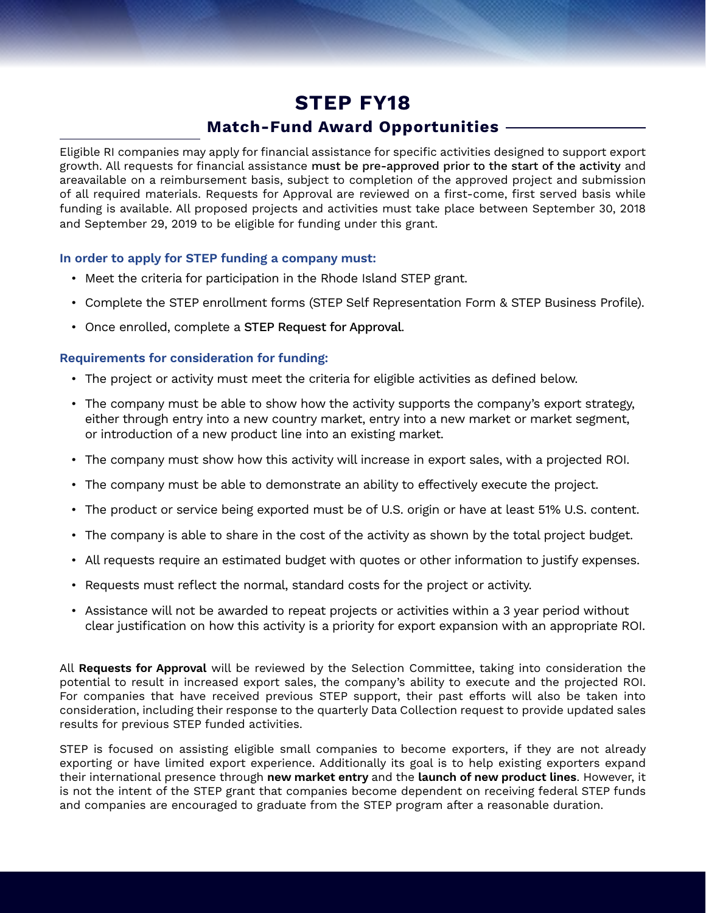# STEP FY18

## Match-Fund Award Opportunities

Eligible RI companies may apply for financial assistance for specific activities designed to support export growth. All requests for financial assistance **must be pre-approved prior to the start of the activity** and areavailable on a reimbursement basis, subject to completion of the approved project and submission of all required materials. Requests for Approval are reviewed on a first-come, first served basis while funding is available. All proposed projects and activities must take place between September 30, 2018 and September 29, 2019 to be eligible for funding under this grant.

### In order to apply for STEP funding a company must:

- Meet the criteria for participation in the Rhode Island STEP grant.
- Complete the STEP enrollment forms (STEP Self Representation Form & STEP Business Profile).
- Once enrolled, complete a **STEP Request for Approval**.

### Requirements for consideration for funding:

- The project or activity must meet the criteria for eligible activities as defined below.
- The company must be able to show how the activity supports the company's export strategy, either through entry into a new country market, entry into a new market or market segment, or introduction of a new product line into an existing market.
- The company must show how this activity will increase in export sales, with a projected ROI.
- The company must be able to demonstrate an ability to effectively execute the project.
- The product or service being exported must be of U.S. origin or have at least 51% U.S. content.
- The company is able to share in the cost of the activity as shown by the total project budget.
- All requests require an estimated budget with quotes or other information to justify expenses.
- Requests must reflect the normal, standard costs for the project or activity.
- Assistance will not be awarded to repeat projects or activities within a 3 year period without clear justification on how this activity is a priority for export expansion with an appropriate ROI.

All **Requests for Approval** will be reviewed by the Selection Committee, taking into consideration the potential to result in increased export sales, the company's ability to execute and the projected ROI. For companies that have received previous STEP support, their past efforts will also be taken into consideration, including their response to the quarterly Data Collection request to provide updated sales results for previous STEP funded activities.

STEP is focused on assisting eligible small companies to become exporters, if they are not already exporting or have limited export experience. Additionally its goal is to help existing exporters expand their international presence through **new market entry** and the **launch of new product lines**. However, it is not the intent of the STEP grant that companies become dependent on receiving federal STEP funds and companies are encouraged to graduate from the STEP program after a reasonable duration.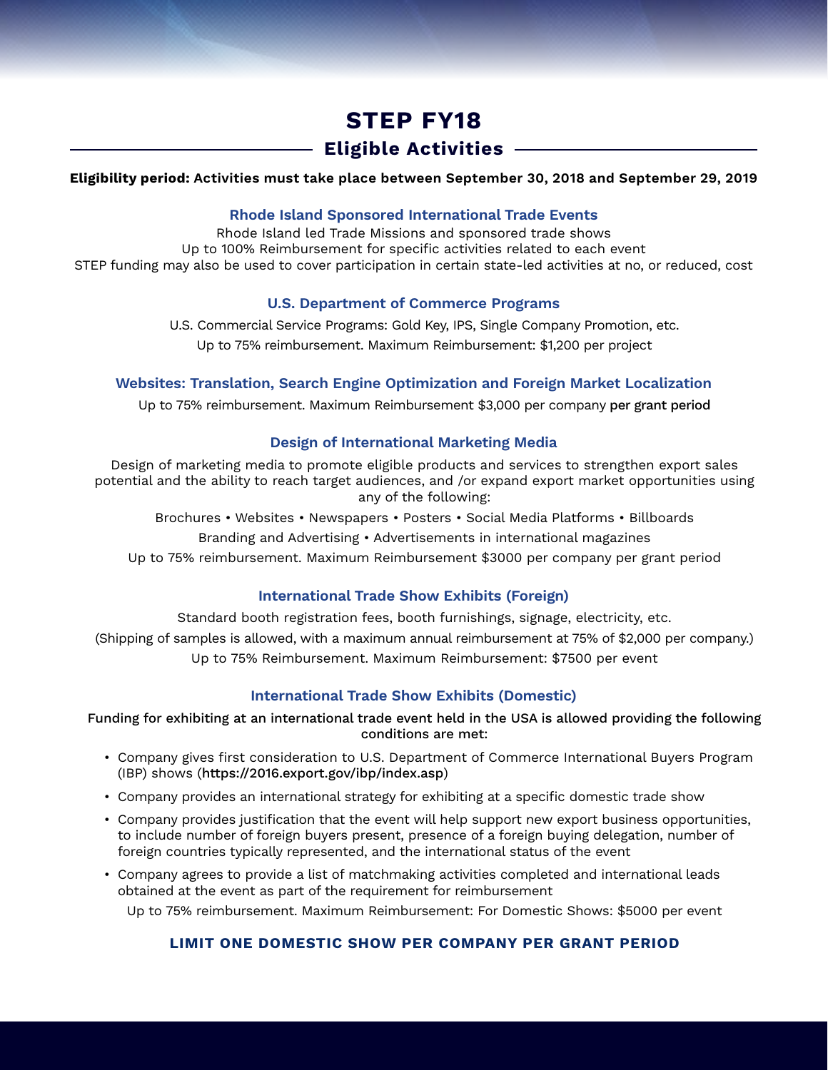# STEP FY18

## Eligible Activities

**Eligibility period: Activities must take place between September 30, 2018 and September 29, 2019**

### Rhode Island Sponsored International Trade Events

Rhode Island led Trade Missions and sponsored trade shows
Up to 100% Reimbursement for specific activities related to each event
STEP funding may also be used to cover participation in certain state-led activities at no, or reduced, cost

### U.S. Department of Commerce Programs

U.S. Commercial Service Programs: Gold Key, IPS, Single Company Promotion, etc.

Up to 75% reimbursement. Maximum Reimbursement: $1,200 per project

### Websites: Translation, Search Engine Optimization and Foreign Market Localization

Up to 75% reimbursement. Maximum Reimbursement $3,000 per company per grant period

### Design of International Marketing Media

Design of marketing media to promote eligible products and services to strengthen export sales potential and the ability to reach target audiences, and /or expand export market opportunities using any of the following:

Brochures • Websites • Newspapers • Posters • Social Media Platforms • Billboards

Branding and Advertising • Advertisements in international magazines

Up to 75% reimbursement. Maximum Reimbursement $3000 per company per grant period

### International Trade Show Exhibits (Foreign)

Standard booth registration fees, booth furnishings, signage, electricity, etc.

(Shipping of samples is allowed, with a maximum annual reimbursement at 75% of $2,000 per company.)

Up to 75% Reimbursement. Maximum Reimbursement: $7500 per event

### International Trade Show Exhibits (Domestic)

Funding for exhibiting at an international trade event held in the USA is allowed providing the following conditions are met:

- Company gives first consideration to U.S. Department of Commerce International Buyers Program (IBP) shows (https://2016.export.gov/ibp/index.asp)
- Company provides an international strategy for exhibiting at a specific domestic trade show
- Company provides justification that the event will help support new export business opportunities, to include number of foreign buyers present, presence of a foreign buying delegation, number of foreign countries typically represented, and the international status of the event
- Company agrees to provide a list of matchmaking activities completed and international leads obtained at the event as part of the requirement for reimbursement

Up to 75% reimbursement. Maximum Reimbursement: For Domestic Shows: $5000 per event

**LIMIT ONE DOMESTIC SHOW PER COMPANY PER GRANT PERIOD**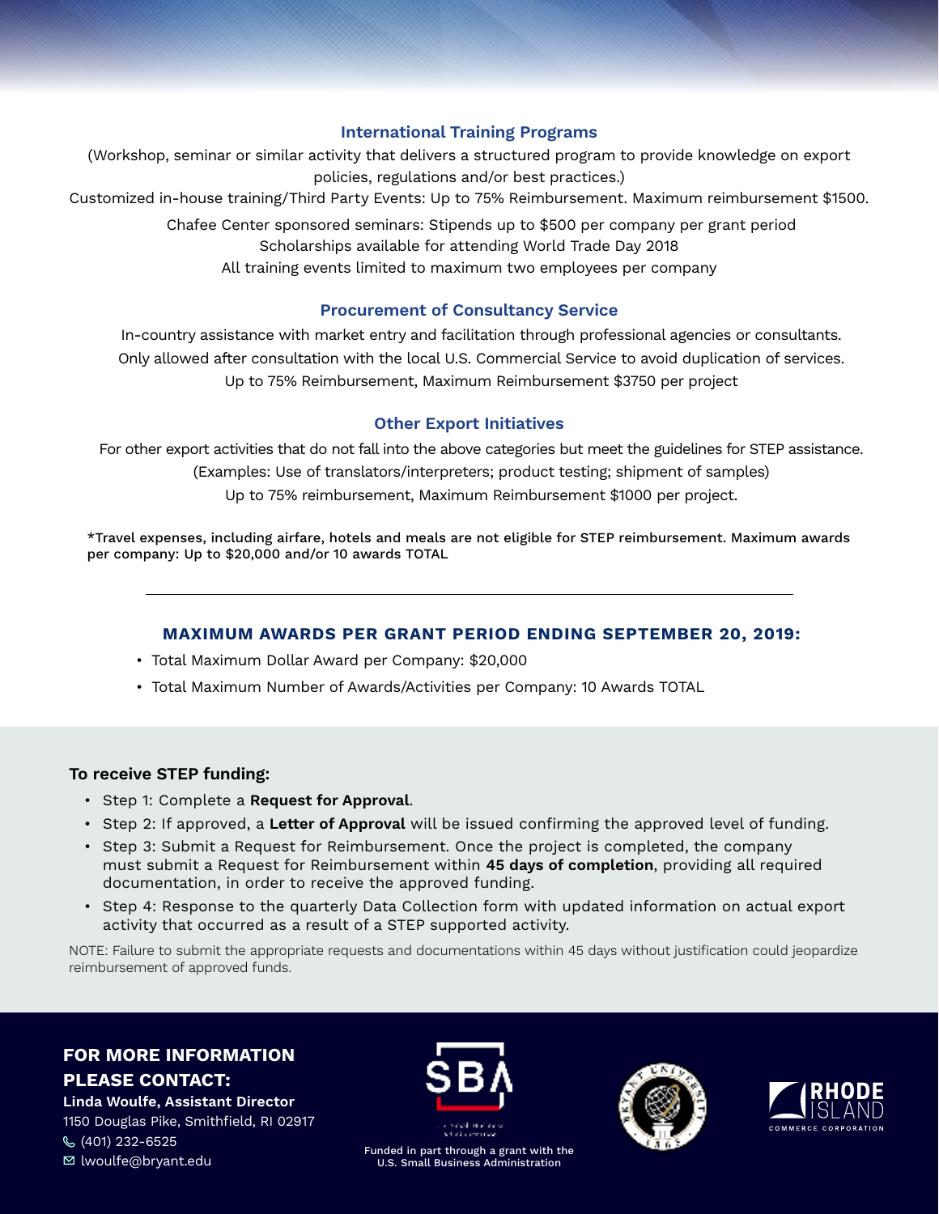### International Training Programs

(Workshop, seminar or similar activity that delivers a structured program to provide knowledge on export policies, regulations and/or best practices.)

Customized in-house training/Third Party Events: Up to 75% Reimbursement. Maximum reimbursement $1500.

Chafee Center sponsored seminars: Stipends up to $500 per company per grant period

Scholarships available for attending World Trade Day 2018

All training events limited to maximum two employees per company

### Procurement of Consultancy Service

In-country assistance with market entry and facilitation through professional agencies or consultants.

Only allowed after consultation with the local U.S. Commercial Service to avoid duplication of services.

Up to 75% Reimbursement, Maximum Reimbursement $3750 per project

### Other Export Initiatives

For other export activities that do not fall into the above categories but meet the guidelines for STEP assistance.

(Examples: Use of translators/interpreters; product testing; shipment of samples)

Up to 75% reimbursement, Maximum Reimbursement $1000 per project.

*Travel expenses, including airfare, hotels and meals are not eligible for STEP reimbursement. Maximum awards per company: Up to $20,000 and/or 10 awards TOTAL

---

### MAXIMUM AWARDS PER GRANT PERIOD ENDING SEPTEMBER 20, 2019:

- Total Maximum Dollar Award per Company: $20,000
- Total Maximum Number of Awards/Activities per Company: 10 Awards TOTAL

**To receive STEP funding:**

- Step 1: Complete a **Request for Approval**.
- Step 2: If approved, a **Letter of Approval** will be issued confirming the approved level of funding.
- Step 3: Submit a Request for Reimbursement. Once the project is completed, the company must submit a Request for Reimbursement within **45 days of completion**, providing all required documentation, in order to receive the approved funding.
- Step 4: Response to the quarterly Data Collection form with updated information on actual export activity that occurred as a result of a STEP supported activity.

NOTE: Failure to submit the appropriate requests and documentations within 45 days without justification could jeopardize reimbursement of approved funds.

**FOR MORE INFORMATION PLEASE CONTACT:**

**Linda Woulfe, Assistant Director**

1150 Douglas Pike, Smithfield, RI 02917

(401) 232-6525

lwoulfe@bryant.edu

Funded in part through a grant with the U.S. Small Business Administration